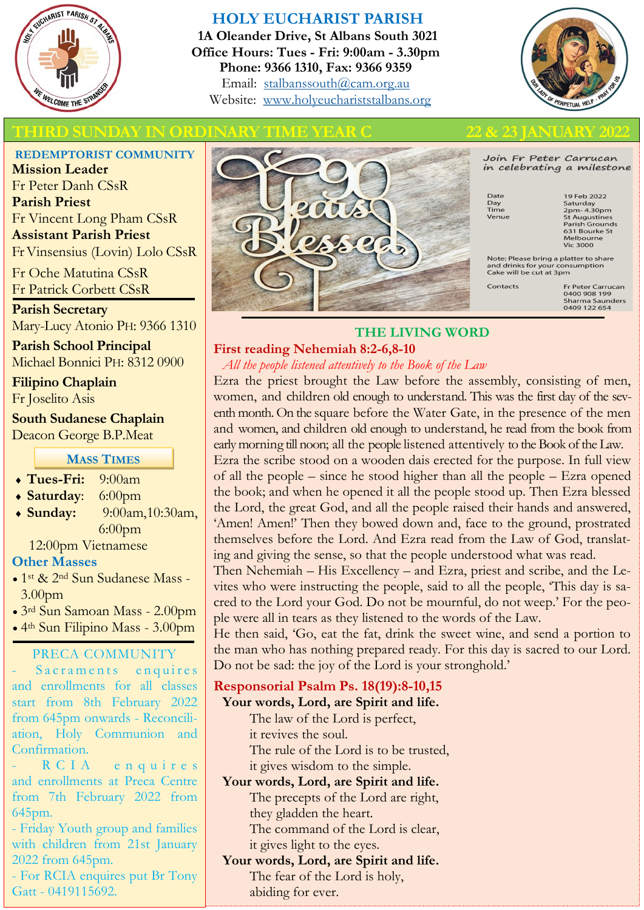# HOLY EUCHARIST PARISH

**1A Oleander Drive, St Albans South 3021**
**Office Hours: Tues - Fri: 9:00am - 3.30pm**
**Phone: 9366 1310, Fax: 9366 9359**
Email: stalbanssouth@cam.org.au
Website: www.holyeuchariststalbans.org

## THIRD SUNDAY IN ORDINARY TIME YEAR C — 22 & 23 JANUARY 2022

### REDEMPTORIST COMMUNITY

**Mission Leader**
Fr Peter Danh CSsR
**Parish Priest**
Fr Vincent Long Pham CSsR
**Assistant Parish Priest**
Fr Vinsensius (Lovin) Lolo CSsR
Fr Oche Matutina CSsR
Fr Patrick Corbett CSsR

**Parish Secretary**
Mary-Lucy Atonio PH: 9366 1310

**Parish School Principal**
Michael Bonnici PH: 8312 0900

**Filipino Chaplain**
Fr Joselito Asis

**South Sudanese Chaplain**
Deacon George B.P.Meat

### MASS TIMES

- **Tues-Fri:** 9:00am
- **Saturday**: 6:00pm
- **Sunday:** 9:00am,10:30am, 6:00pm

12:00pm Vietnamese

### Other Masses

- 1st & 2nd Sun Sudanese Mass - 3.00pm
- 3rd Sun Samoan Mass - 2.00pm
- 4th Sun Filipino Mass - 3.00pm

### PRECA COMMUNITY

- Sacraments enquires and enrollments for all classes start from 8th February 2022 from 645pm onwards - Reconciliation, Holy Communion and Confirmation.
- RCIA enquires and enrollments at Preca Centre from 7th February 2022 from 645pm.
- Friday Youth group and families with children from 21st January 2022 from 645pm.
- For RCIA enquires put Br Tony Gatt - 0419115692.

---

90 Years Blessed

Join Fr Peter Carrucan in celebrating a milestone

| | |
|---|---|
| Date | 19 Feb 2022 |
| Day | Saturday |
| Time | 2pm- 4.30pm |
| Venue | St Augustines Parish Grounds 631 Bourke St Melbourne Vic 3000 |

Note: Please bring a platter to share and drinks for your consumption
Cake will be cut at 3pm

| | |
|---|---|
| Contacts | Fr Peter Carrucan 0400 908 199 |
| | Sharma Saunders 0409 122 654 |

## THE LIVING WORD

### First reading Nehemiah 8:2-6,8-10

*All the people listened attentively to the Book of the Law*

Ezra the priest brought the Law before the assembly, consisting of men, women, and children old enough to understand. This was the first day of the seventh month. On the square before the Water Gate, in the presence of the men and women, and children old enough to understand, he read from the book from early morning till noon; all the people listened attentively to the Book of the Law.

Ezra the scribe stood on a wooden dais erected for the purpose. In full view of all the people – since he stood higher than all the people – Ezra opened the book; and when he opened it all the people stood up. Then Ezra blessed the Lord, the great God, and all the people raised their hands and answered, 'Amen! Amen!' Then they bowed down and, face to the ground, prostrated themselves before the Lord. And Ezra read from the Law of God, translating and giving the sense, so that the people understood what was read.

Then Nehemiah – His Excellency – and Ezra, priest and scribe, and the Levites who were instructing the people, said to all the people, 'This day is sacred to the Lord your God. Do not be mournful, do not weep.' For the people were all in tears as they listened to the words of the Law.

He then said, 'Go, eat the fat, drink the sweet wine, and send a portion to the man who has nothing prepared ready. For this day is sacred to our Lord. Do not be sad: the joy of the Lord is your stronghold.'

### Responsorial Psalm Ps. 18(19):8-10,15

**Your words, Lord, are Spirit and life.**

The law of the Lord is perfect,
it revives the soul.
The rule of the Lord is to be trusted,
it gives wisdom to the simple.

**Your words, Lord, are Spirit and life.**

The precepts of the Lord are right,
they gladden the heart.
The command of the Lord is clear,
it gives light to the eyes.

**Your words, Lord, are Spirit and life.**

The fear of the Lord is holy,
abiding for ever.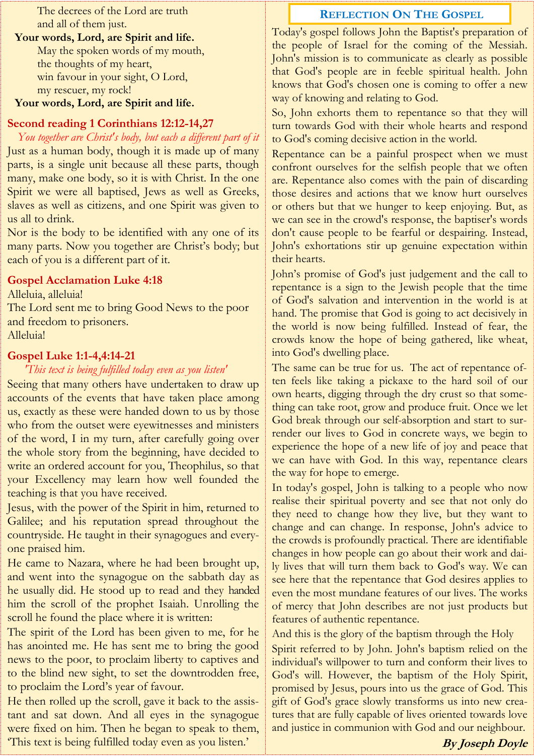The decrees of the Lord are truth
and all of them just.

**Your words, Lord, are Spirit and life.**

May the spoken words of my mouth,
the thoughts of my heart,
win favour in your sight, O Lord,
my rescuer, my rock!

**Your words, Lord, are Spirit and life.**

### Second reading 1 Corinthians 12:12-14,27

*You together are Christ's body, but each a different part of it*

Just as a human body, though it is made up of many parts, is a single unit because all these parts, though many, make one body, so it is with Christ. In the one Spirit we were all baptised, Jews as well as Greeks, slaves as well as citizens, and one Spirit was given to us all to drink.

Nor is the body to be identified with any one of its many parts. Now you together are Christ's body; but each of you is a different part of it.

### Gospel Acclamation Luke 4:18

Alleluia, alleluia!
The Lord sent me to bring Good News to the poor and freedom to prisoners.
Alleluia!

### Gospel Luke 1:1-4,4:14-21

*'This text is being fulfilled today even as you listen'*

Seeing that many others have undertaken to draw up accounts of the events that have taken place among us, exactly as these were handed down to us by those who from the outset were eyewitnesses and ministers of the word, I in my turn, after carefully going over the whole story from the beginning, have decided to write an ordered account for you, Theophilus, so that your Excellency may learn how well founded the teaching is that you have received.

Jesus, with the power of the Spirit in him, returned to Galilee; and his reputation spread throughout the countryside. He taught in their synagogues and everyone praised him.

He came to Nazara, where he had been brought up, and went into the synagogue on the sabbath day as he usually did. He stood up to read and they handed him the scroll of the prophet Isaiah. Unrolling the scroll he found the place where it is written:

The spirit of the Lord has been given to me, for he has anointed me. He has sent me to bring the good news to the poor, to proclaim liberty to captives and to the blind new sight, to set the downtrodden free, to proclaim the Lord's year of favour.

He then rolled up the scroll, gave it back to the assistant and sat down. And all eyes in the synagogue were fixed on him. Then he began to speak to them, 'This text is being fulfilled today even as you listen.'

## Reflection On The Gospel

Today's gospel follows John the Baptist's preparation of the people of Israel for the coming of the Messiah. John's mission is to communicate as clearly as possible that God's people are in feeble spiritual health. John knows that God's chosen one is coming to offer a new way of knowing and relating to God.

So, John exhorts them to repentance so that they will turn towards God with their whole hearts and respond to God's coming decisive action in the world.

Repentance can be a painful prospect when we must confront ourselves for the selfish people that we often are. Repentance also comes with the pain of discarding those desires and actions that we know hurt ourselves or others but that we hunger to keep enjoying. But, as we can see in the crowd's response, the baptiser's words don't cause people to be fearful or despairing. Instead, John's exhortations stir up genuine expectation within their hearts.

John's promise of God's just judgement and the call to repentance is a sign to the Jewish people that the time of God's salvation and intervention in the world is at hand. The promise that God is going to act decisively in the world is now being fulfilled. Instead of fear, the crowds know the hope of being gathered, like wheat, into God's dwelling place.

The same can be true for us. The act of repentance often feels like taking a pickaxe to the hard soil of our own hearts, digging through the dry crust so that something can take root, grow and produce fruit. Once we let God break through our self-absorption and start to surrender our lives to God in concrete ways, we begin to experience the hope of a new life of joy and peace that we can have with God. In this way, repentance clears the way for hope to emerge.

In today's gospel, John is talking to a people who now realise their spiritual poverty and see that not only do they need to change how they live, but they want to change and can change. In response, John's advice to the crowds is profoundly practical. There are identifiable changes in how people can go about their work and daily lives that will turn them back to God's way. We can see here that the repentance that God desires applies to even the most mundane features of our lives. The works of mercy that John describes are not just products but features of authentic repentance.

And this is the glory of the baptism through the Holy Spirit referred to by John. John's baptism relied on the individual's willpower to turn and conform their lives to God's will. However, the baptism of the Holy Spirit, promised by Jesus, pours into us the grace of God. This gift of God's grace slowly transforms us into new creatures that are fully capable of lives oriented towards love and justice in communion with God and our neighbour.

***By Joseph Doyle***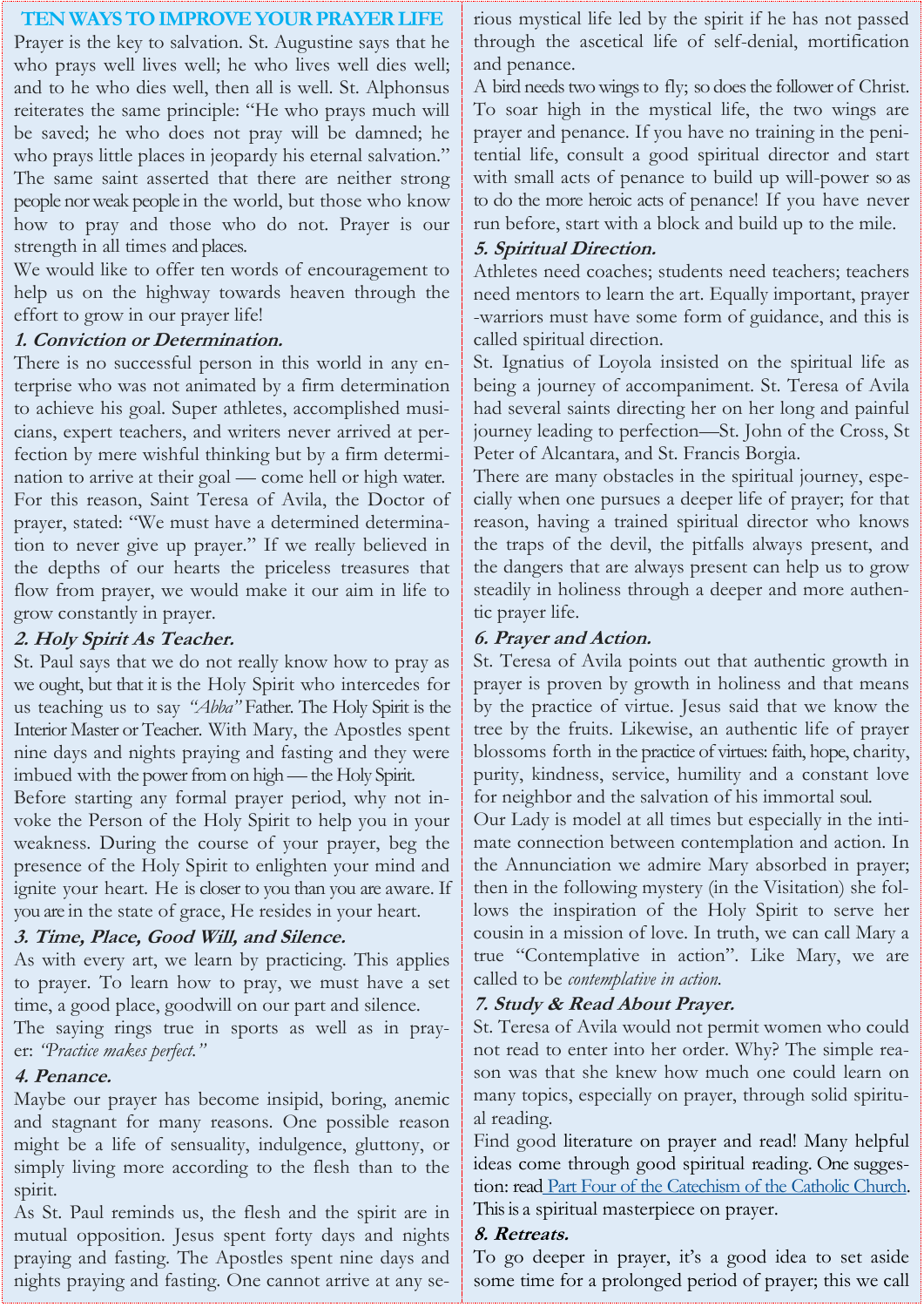## TEN WAYS TO IMPROVE YOUR PRAYER LIFE

Prayer is the key to salvation. St. Augustine says that he who prays well lives well; he who lives well dies well; and to he who dies well, then all is well. St. Alphonsus reiterates the same principle: "He who prays much will be saved; he who does not pray will be damned; he who prays little places in jeopardy his eternal salvation." The same saint asserted that there are neither strong people nor weak people in the world, but those who know how to pray and those who do not. Prayer is our strength in all times and places.

We would like to offer ten words of encouragement to help us on the highway towards heaven through the effort to grow in our prayer life!

***1. Conviction or Determination.***

There is no successful person in this world in any enterprise who was not animated by a firm determination to achieve his goal. Super athletes, accomplished musicians, expert teachers, and writers never arrived at perfection by mere wishful thinking but by a firm determination to arrive at their goal — come hell or high water. For this reason, Saint Teresa of Avila, the Doctor of prayer, stated: "We must have a determined determination to never give up prayer." If we really believed in the depths of our hearts the priceless treasures that flow from prayer, we would make it our aim in life to grow constantly in prayer.

***2. Holy Spirit As Teacher.***

St. Paul says that we do not really know how to pray as we ought, but that it is the Holy Spirit who intercedes for us teaching us to say *"Abba"* Father. The Holy Spirit is the Interior Master or Teacher. With Mary, the Apostles spent nine days and nights praying and fasting and they were imbued with the power from on high — the Holy Spirit.

Before starting any formal prayer period, why not invoke the Person of the Holy Spirit to help you in your weakness. During the course of your prayer, beg the presence of the Holy Spirit to enlighten your mind and ignite your heart. He is closer to you than you are aware. If you are in the state of grace, He resides in your heart.

***3. Time, Place, Good Will, and Silence.***

As with every art, we learn by practicing. This applies to prayer. To learn how to pray, we must have a set time, a good place, goodwill on our part and silence.

The saying rings true in sports as well as in prayer: *"Practice makes perfect."*

***4. Penance.***

Maybe our prayer has become insipid, boring, anemic and stagnant for many reasons. One possible reason might be a life of sensuality, indulgence, gluttony, or simply living more according to the flesh than to the spirit.

As St. Paul reminds us, the flesh and the spirit are in mutual opposition. Jesus spent forty days and nights praying and fasting. The Apostles spent nine days and nights praying and fasting. One cannot arrive at any serious mystical life led by the spirit if he has not passed through the ascetical life of self-denial, mortification and penance.

A bird needs two wings to fly; so does the follower of Christ. To soar high in the mystical life, the two wings are prayer and penance. If you have no training in the penitential life, consult a good spiritual director and start with small acts of penance to build up will-power so as to do the more heroic acts of penance! If you have never run before, start with a block and build up to the mile.

***5. Spiritual Direction.***

Athletes need coaches; students need teachers; teachers need mentors to learn the art. Equally important, prayer-warriors must have some form of guidance, and this is called spiritual direction.

St. Ignatius of Loyola insisted on the spiritual life as being a journey of accompaniment. St. Teresa of Avila had several saints directing her on her long and painful journey leading to perfection—St. John of the Cross, St Peter of Alcantara, and St. Francis Borgia.

There are many obstacles in the spiritual journey, especially when one pursues a deeper life of prayer; for that reason, having a trained spiritual director who knows the traps of the devil, the pitfalls always present, and the dangers that are always present can help us to grow steadily in holiness through a deeper and more authentic prayer life.

***6. Prayer and Action.***

St. Teresa of Avila points out that authentic growth in prayer is proven by growth in holiness and that means by the practice of virtue. Jesus said that we know the tree by the fruits. Likewise, an authentic life of prayer blossoms forth in the practice of virtues: faith, hope, charity, purity, kindness, service, humility and a constant love for neighbor and the salvation of his immortal soul.

Our Lady is model at all times but especially in the intimate connection between contemplation and action. In the Annunciation we admire Mary absorbed in prayer; then in the following mystery (in the Visitation) she follows the inspiration of the Holy Spirit to serve her cousin in a mission of love. In truth, we can call Mary a true "Contemplative in action". Like Mary, we are called to be *contemplative in action.*

***7. Study & Read About Prayer.***

St. Teresa of Avila would not permit women who could not read to enter into her order. Why? The simple reason was that she knew how much one could learn on many topics, especially on prayer, through solid spiritual reading.

Find good literature on prayer and read! Many helpful ideas come through good spiritual reading. One suggestion: read Part Four of the Catechism of the Catholic Church. This is a spiritual masterpiece on prayer.

***8. Retreats.***

To go deeper in prayer, it's a good idea to set aside some time for a prolonged period of prayer; this we call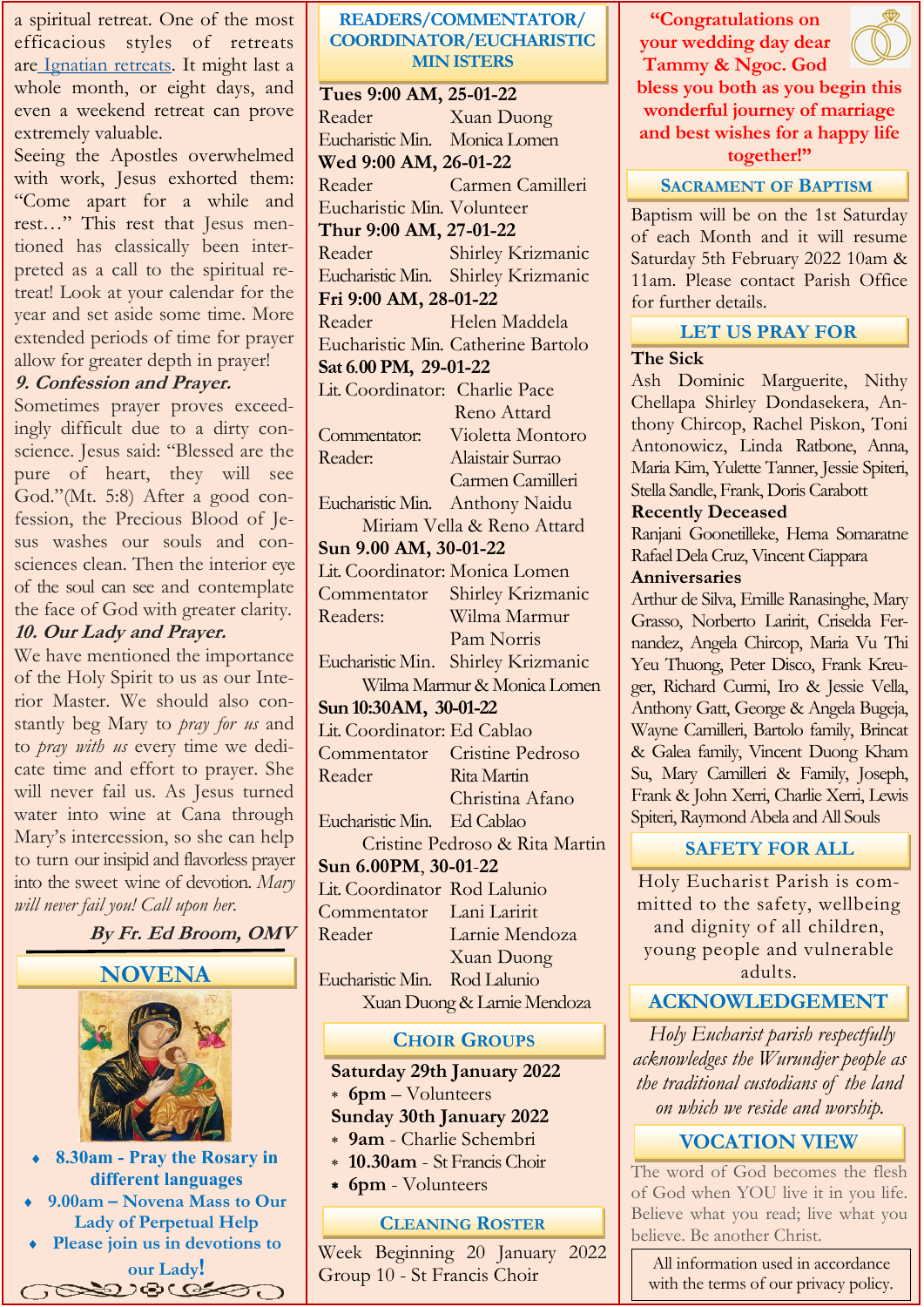a spiritual retreat. One of the most efficacious styles of retreats are [Ignatian retreats](). It might last a whole month, or eight days, and even a weekend retreat can prove extremely valuable.

Seeing the Apostles overwhelmed with work, Jesus exhorted them: "Come apart for a while and rest…" This rest that Jesus mentioned has classically been interpreted as a call to the spiritual retreat! Look at your calendar for the year and set aside some time. More extended periods of time for prayer allow for greater depth in prayer!

***9. Confession and Prayer.***

Sometimes prayer proves exceedingly difficult due to a dirty conscience. Jesus said: "Blessed are the pure of heart, they will see God."(Mt. 5:8) After a good confession, the Precious Blood of Jesus washes our souls and consciences clean. Then the interior eye of the soul can see and contemplate the face of God with greater clarity.

***10. Our Lady and Prayer.***

We have mentioned the importance of the Holy Spirit to us as our Interior Master. We should also constantly beg Mary to *pray for us* and to *pray with us* every time we dedicate time and effort to prayer. She will never fail us. As Jesus turned water into wine at Cana through Mary's intercession, so she can help to turn our insipid and flavorless prayer into the sweet wine of devotion. *Mary will never fail you! Call upon her.*

***By Fr. Ed Broom, OMV***

## NOVENA

- **8.30am - Pray the Rosary in different languages**
- **9.00am – Novena Mass to Our Lady of Perpetual Help**
- **Please join us in devotions to our Lady!**

## READERS/COMMENTATOR/COORDINATOR/EUCHARISTIC MINISTERS

**Tues 9:00 AM, 25-01-22**
Reader: Xuan Duong
Eucharistic Min.: Monica Lomen

**Wed 9:00 AM, 26-01-22**
Reader: Carmen Camilleri
Eucharistic Min.: Volunteer

**Thur 9:00 AM, 27-01-22**
Reader: Shirley Krizmanic
Eucharistic Min.: Shirley Krizmanic

**Fri 9:00 AM, 28-01-22**
Reader: Helen Maddela
Eucharistic Min.: Catherine Bartolo

**Sat 6.00 PM, 29-01-22**
Lit. Coordinator: Charlie Pace, Reno Attard
Commentator: Violetta Montoro
Reader: Alaistair Surrao, Carmen Camilleri
Eucharistic Min.: Anthony Naidu, Miriam Vella & Reno Attard

**Sun 9.00 AM, 30-01-22**
Lit. Coordinator: Monica Lomen
Commentator: Shirley Krizmanic
Readers: Wilma Marmur, Pam Norris
Eucharistic Min.: Shirley Krizmanic, Wilma Marmur & Monica Lomen

**Sun 10:30AM, 30-01-22**
Lit. Coordinator: Ed Cablao
Commentator: Cristine Pedroso
Reader: Rita Martin, Christina Afano
Eucharistic Min.: Ed Cablao, Cristine Pedroso & Rita Martin

**Sun 6.00PM, 30-01-22**
Lit. Coordinator: Rod Lalunio
Commentator: Lani Laririt
Reader: Larnie Mendoza, Xuan Duong
Eucharistic Min.: Rod Lalunio, Xuan Duong & Larnie Mendoza

## CHOIR GROUPS

**Saturday 29th January 2022**
- **6pm** – Volunteers

**Sunday 30th January 2022**
- **9am** - Charlie Schembri
- **10.30am** - St Francis Choir
- **6pm** - Volunteers

## CLEANING ROSTER

Week Beginning 20 January 2022
Group 10 - St Francis Choir

**"Congratulations on your wedding day dear Tammy & Ngoc. God bless you both as you begin this wonderful journey of marriage and best wishes for a happy life together!"**

## SACRAMENT OF BAPTISM

Baptism will be on the 1st Saturday of each Month and it will resume Saturday 5th February 2022 10am & 11am. Please contact Parish Office for further details.

## LET US PRAY FOR

**The Sick**
Ash Dominic Marguerite, Nithy Chellapa Shirley Dondasekera, Anthony Chircop, Rachel Piskon, Toni Antonowicz, Linda Ratbone, Anna, Maria Kim, Yulette Tanner, Jessie Spiteri, Stella Sandle, Frank, Doris Carabott

**Recently Deceased**
Ranjani Goonetilleke, Hema Somaratne Rafael Dela Cruz, Vincent Ciappara

**Anniversaries**
Arthur de Silva, Emille Ranasinghe, Mary Grasso, Norberto Laririt, Criselda Fernandez, Angela Chircop, Maria Vu Thi Yeu Thuong, Peter Disco, Frank Kreuger, Richard Curmi, Iro & Jessie Vella, Anthony Gatt, George & Angela Bugeja, Wayne Camilleri, Bartolo family, Brincat & Galea family, Vincent Duong Kham Su, Mary Camilleri & Family, Joseph, Frank & John Xerri, Charlie Xerri, Lewis Spiteri, Raymond Abela and All Souls

## SAFETY FOR ALL

Holy Eucharist Parish is committed to the safety, wellbeing and dignity of all children, young people and vulnerable adults.

## ACKNOWLEDGEMENT

*Holy Eucharist parish respectfully acknowledges the Wurundjer people as the traditional custodians of the land on which we reside and worship.*

## VOCATION VIEW

The word of God becomes the flesh of God when YOU live it in you life. Believe what you read; live what you believe. Be another Christ.

All information used in accordance with the terms of our privacy policy.